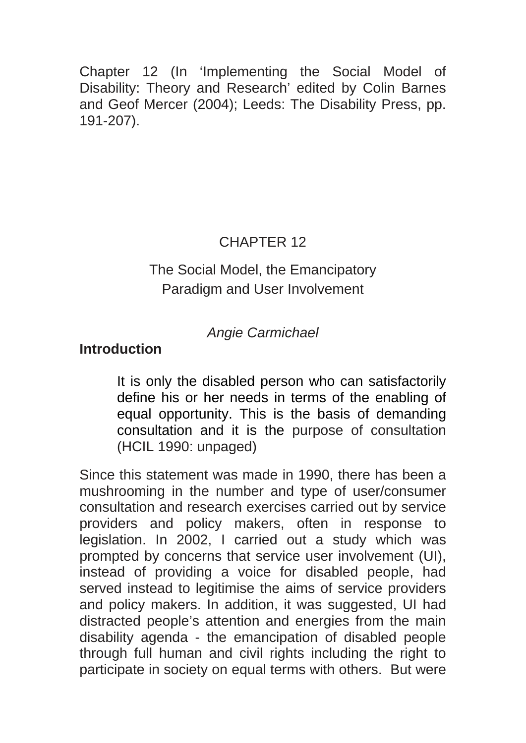Chapter 12 (In 'Implementing the Social Model of Disability: Theory and Research' edited by Colin Barnes and Geof Mercer (2004); Leeds: The Disability Press, pp. 191-207).

# CHAPTER 12

## The Social Model, the Emancipatory Paradigm and User Involvement

*Angie Carmichael*

### Introduction

> It is only the disabled person who can satisfactorily define his or her needs in terms of the enabling of equal opportunity. This is the basis of demanding consultation and it is the purpose of consultation (HCIL 1990: unpaged)

Since this statement was made in 1990, there has been a mushrooming in the number and type of user/consumer consultation and research exercises carried out by service providers and policy makers, often in response to legislation. In 2002, I carried out a study which was prompted by concerns that service user involvement (UI), instead of providing a voice for disabled people, had served instead to legitimise the aims of service providers and policy makers. In addition, it was suggested, UI had distracted people's attention and energies from the main disability agenda - the emancipation of disabled people through full human and civil rights including the right to participate in society on equal terms with others. But were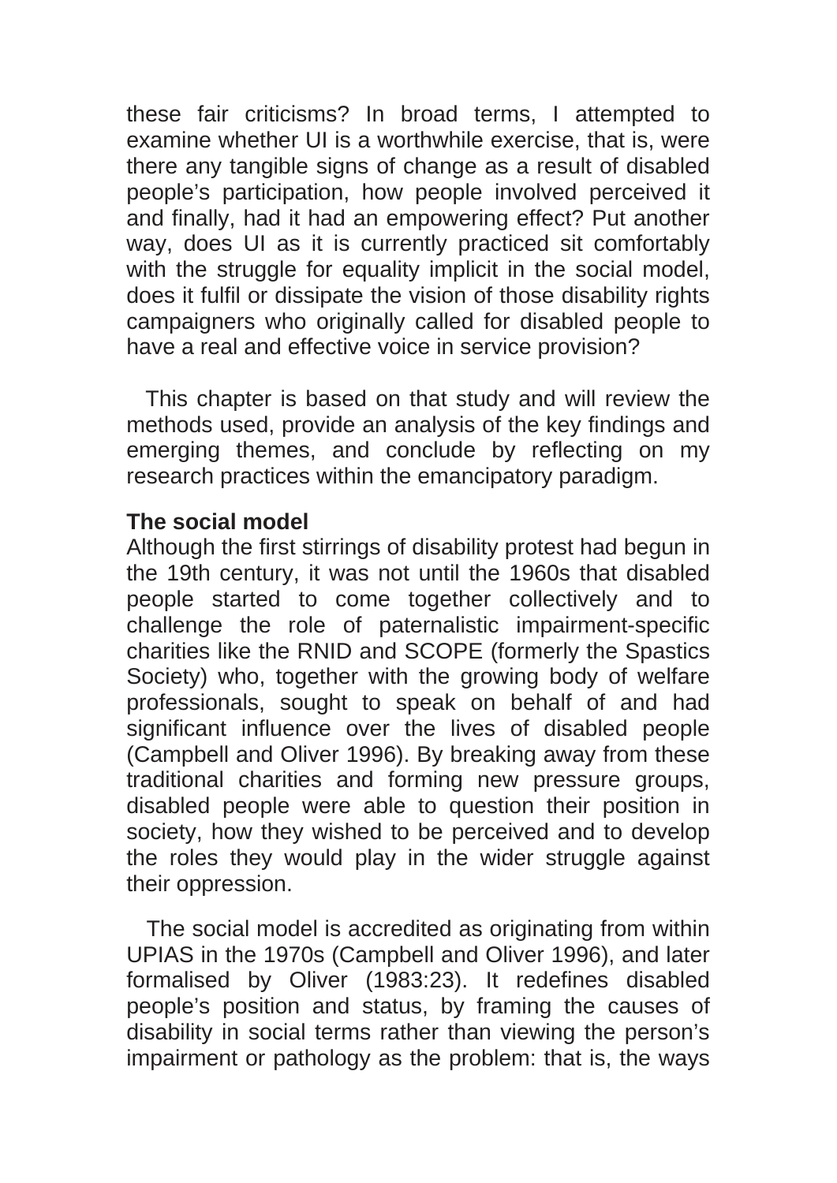these fair criticisms? In broad terms, I attempted to examine whether UI is a worthwhile exercise, that is, were there any tangible signs of change as a result of disabled people's participation, how people involved perceived it and finally, had it had an empowering effect? Put another way, does UI as it is currently practiced sit comfortably with the struggle for equality implicit in the social model, does it fulfil or dissipate the vision of those disability rights campaigners who originally called for disabled people to have a real and effective voice in service provision?

This chapter is based on that study and will review the methods used, provide an analysis of the key findings and emerging themes, and conclude by reflecting on my research practices within the emancipatory paradigm.

**The social model**

Although the first stirrings of disability protest had begun in the 19th century, it was not until the 1960s that disabled people started to come together collectively and to challenge the role of paternalistic impairment-specific charities like the RNID and SCOPE (formerly the Spastics Society) who, together with the growing body of welfare professionals, sought to speak on behalf of and had significant influence over the lives of disabled people (Campbell and Oliver 1996). By breaking away from these traditional charities and forming new pressure groups, disabled people were able to question their position in society, how they wished to be perceived and to develop the roles they would play in the wider struggle against their oppression.

The social model is accredited as originating from within UPIAS in the 1970s (Campbell and Oliver 1996), and later formalised by Oliver (1983:23). It redefines disabled people's position and status, by framing the causes of disability in social terms rather than viewing the person's impairment or pathology as the problem: that is, the ways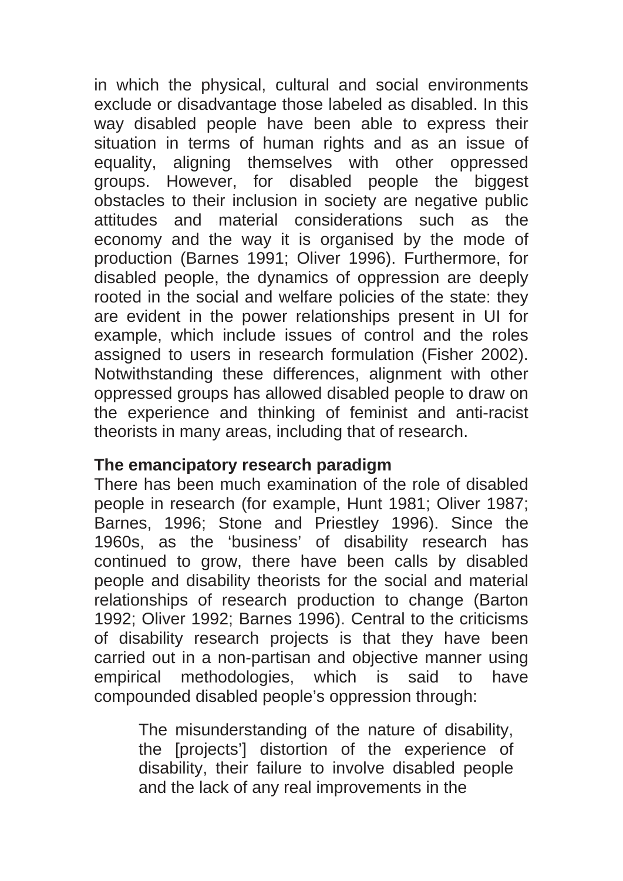in which the physical, cultural and social environments exclude or disadvantage those labeled as disabled. In this way disabled people have been able to express their situation in terms of human rights and as an issue of equality, aligning themselves with other oppressed groups. However, for disabled people the biggest obstacles to their inclusion in society are negative public attitudes and material considerations such as the economy and the way it is organised by the mode of production (Barnes 1991; Oliver 1996). Furthermore, for disabled people, the dynamics of oppression are deeply rooted in the social and welfare policies of the state: they are evident in the power relationships present in UI for example, which include issues of control and the roles assigned to users in research formulation (Fisher 2002). Notwithstanding these differences, alignment with other oppressed groups has allowed disabled people to draw on the experience and thinking of feminist and anti-racist theorists in many areas, including that of research.

**The emancipatory research paradigm**

There has been much examination of the role of disabled people in research (for example, Hunt 1981; Oliver 1987; Barnes, 1996; Stone and Priestley 1996). Since the 1960s, as the 'business' of disability research has continued to grow, there have been calls by disabled people and disability theorists for the social and material relationships of research production to change (Barton 1992; Oliver 1992; Barnes 1996). Central to the criticisms of disability research projects is that they have been carried out in a non-partisan and objective manner using empirical methodologies, which is said to have compounded disabled people's oppression through:

> The misunderstanding of the nature of disability, the [projects'] distortion of the experience of disability, their failure to involve disabled people and the lack of any real improvements in the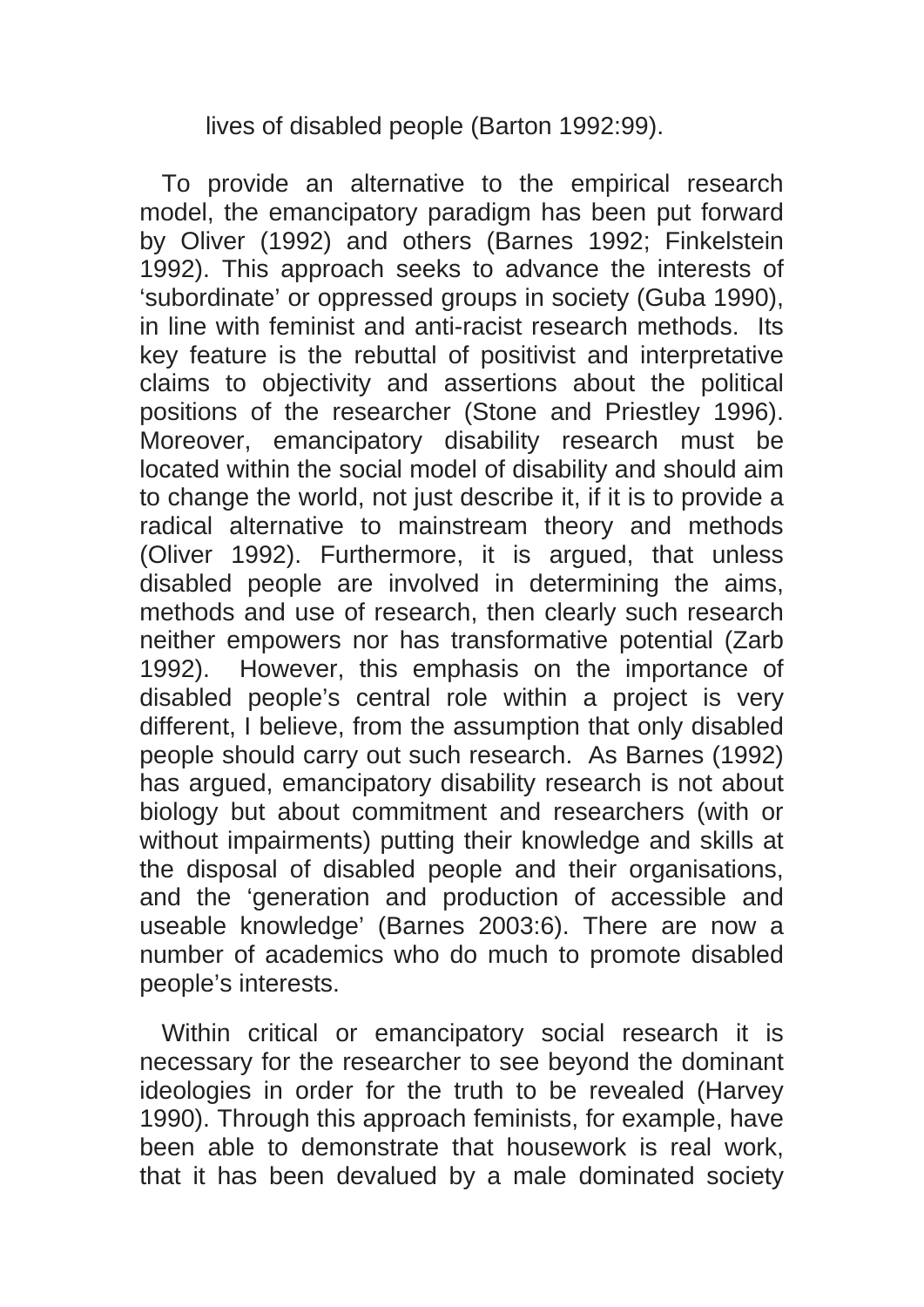lives of disabled people (Barton 1992:99).

To provide an alternative to the empirical research model, the emancipatory paradigm has been put forward by Oliver (1992) and others (Barnes 1992; Finkelstein 1992). This approach seeks to advance the interests of 'subordinate' or oppressed groups in society (Guba 1990), in line with feminist and anti-racist research methods. Its key feature is the rebuttal of positivist and interpretative claims to objectivity and assertions about the political positions of the researcher (Stone and Priestley 1996). Moreover, emancipatory disability research must be located within the social model of disability and should aim to change the world, not just describe it, if it is to provide a radical alternative to mainstream theory and methods (Oliver 1992). Furthermore, it is argued, that unless disabled people are involved in determining the aims, methods and use of research, then clearly such research neither empowers nor has transformative potential (Zarb 1992). However, this emphasis on the importance of disabled people's central role within a project is very different, I believe, from the assumption that only disabled people should carry out such research. As Barnes (1992) has argued, emancipatory disability research is not about biology but about commitment and researchers (with or without impairments) putting their knowledge and skills at the disposal of disabled people and their organisations, and the 'generation and production of accessible and useable knowledge' (Barnes 2003:6). There are now a number of academics who do much to promote disabled people's interests.

Within critical or emancipatory social research it is necessary for the researcher to see beyond the dominant ideologies in order for the truth to be revealed (Harvey 1990). Through this approach feminists, for example, have been able to demonstrate that housework is real work, that it has been devalued by a male dominated society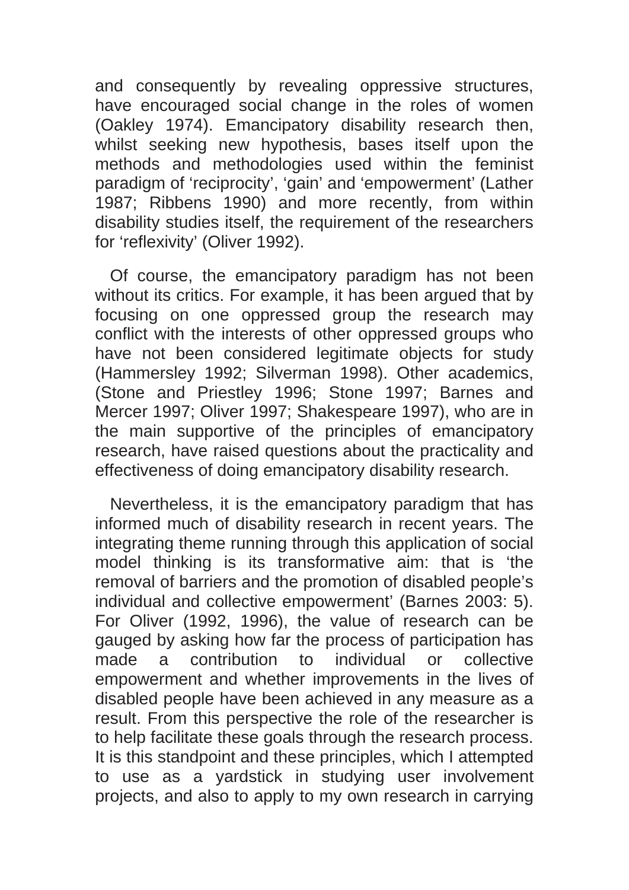and consequently by revealing oppressive structures, have encouraged social change in the roles of women (Oakley 1974). Emancipatory disability research then, whilst seeking new hypothesis, bases itself upon the methods and methodologies used within the feminist paradigm of ‘reciprocity’, ‘gain’ and ‘empowerment’ (Lather 1987; Ribbens 1990) and more recently, from within disability studies itself, the requirement of the researchers for ‘reflexivity’ (Oliver 1992).

Of course, the emancipatory paradigm has not been without its critics. For example, it has been argued that by focusing on one oppressed group the research may conflict with the interests of other oppressed groups who have not been considered legitimate objects for study (Hammersley 1992; Silverman 1998). Other academics, (Stone and Priestley 1996; Stone 1997; Barnes and Mercer 1997; Oliver 1997; Shakespeare 1997), who are in the main supportive of the principles of emancipatory research, have raised questions about the practicality and effectiveness of doing emancipatory disability research.

Nevertheless, it is the emancipatory paradigm that has informed much of disability research in recent years. The integrating theme running through this application of social model thinking is its transformative aim: that is ‘the removal of barriers and the promotion of disabled people’s individual and collective empowerment’ (Barnes 2003: 5). For Oliver (1992, 1996), the value of research can be gauged by asking how far the process of participation has made a contribution to individual or collective empowerment and whether improvements in the lives of disabled people have been achieved in any measure as a result. From this perspective the role of the researcher is to help facilitate these goals through the research process. It is this standpoint and these principles, which I attempted to use as a yardstick in studying user involvement projects, and also to apply to my own research in carrying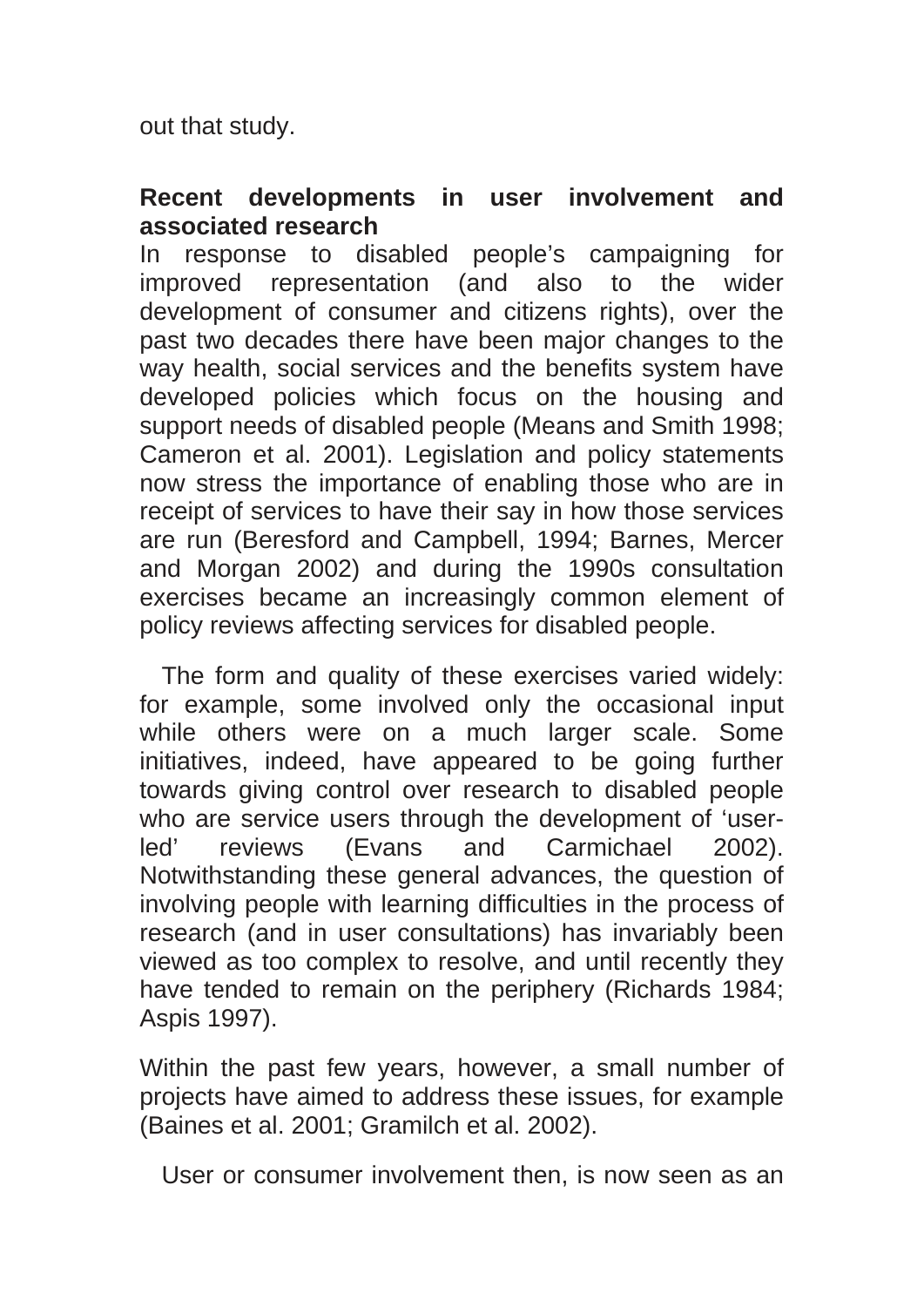out that study.

**Recent developments in user involvement and associated research**

In response to disabled people's campaigning for improved representation (and also to the wider development of consumer and citizens rights), over the past two decades there have been major changes to the way health, social services and the benefits system have developed policies which focus on the housing and support needs of disabled people (Means and Smith 1998; Cameron et al. 2001). Legislation and policy statements now stress the importance of enabling those who are in receipt of services to have their say in how those services are run (Beresford and Campbell, 1994; Barnes, Mercer and Morgan 2002) and during the 1990s consultation exercises became an increasingly common element of policy reviews affecting services for disabled people.

The form and quality of these exercises varied widely: for example, some involved only the occasional input while others were on a much larger scale. Some initiatives, indeed, have appeared to be going further towards giving control over research to disabled people who are service users through the development of 'user-led' reviews (Evans and Carmichael 2002). Notwithstanding these general advances, the question of involving people with learning difficulties in the process of research (and in user consultations) has invariably been viewed as too complex to resolve, and until recently they have tended to remain on the periphery (Richards 1984; Aspis 1997).

Within the past few years, however, a small number of projects have aimed to address these issues, for example (Baines et al. 2001; Gramilch et al. 2002).

User or consumer involvement then, is now seen as an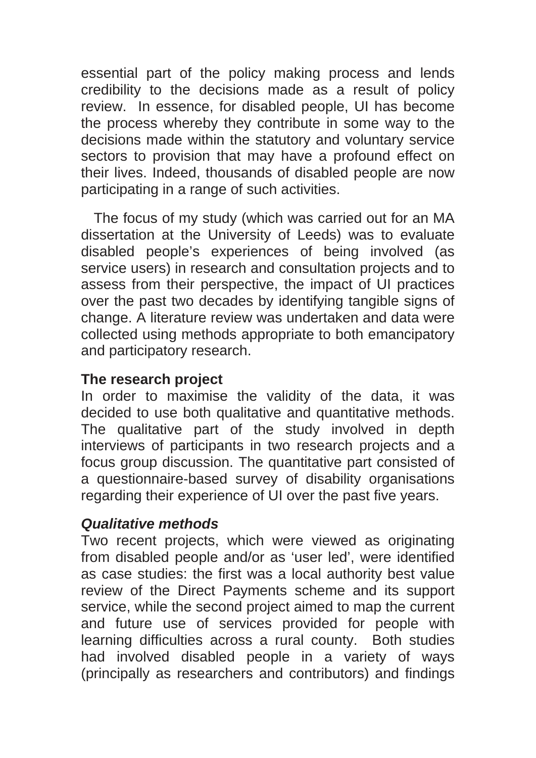essential part of the policy making process and lends credibility to the decisions made as a result of policy review. In essence, for disabled people, UI has become the process whereby they contribute in some way to the decisions made within the statutory and voluntary service sectors to provision that may have a profound effect on their lives. Indeed, thousands of disabled people are now participating in a range of such activities.

The focus of my study (which was carried out for an MA dissertation at the University of Leeds) was to evaluate disabled people's experiences of being involved (as service users) in research and consultation projects and to assess from their perspective, the impact of UI practices over the past two decades by identifying tangible signs of change. A literature review was undertaken and data were collected using methods appropriate to both emancipatory and participatory research.

**The research project**

In order to maximise the validity of the data, it was decided to use both qualitative and quantitative methods. The qualitative part of the study involved in depth interviews of participants in two research projects and a focus group discussion. The quantitative part consisted of a questionnaire-based survey of disability organisations regarding their experience of UI over the past five years.

***Qualitative methods***

Two recent projects, which were viewed as originating from disabled people and/or as 'user led', were identified as case studies: the first was a local authority best value review of the Direct Payments scheme and its support service, while the second project aimed to map the current and future use of services provided for people with learning difficulties across a rural county. Both studies had involved disabled people in a variety of ways (principally as researchers and contributors) and findings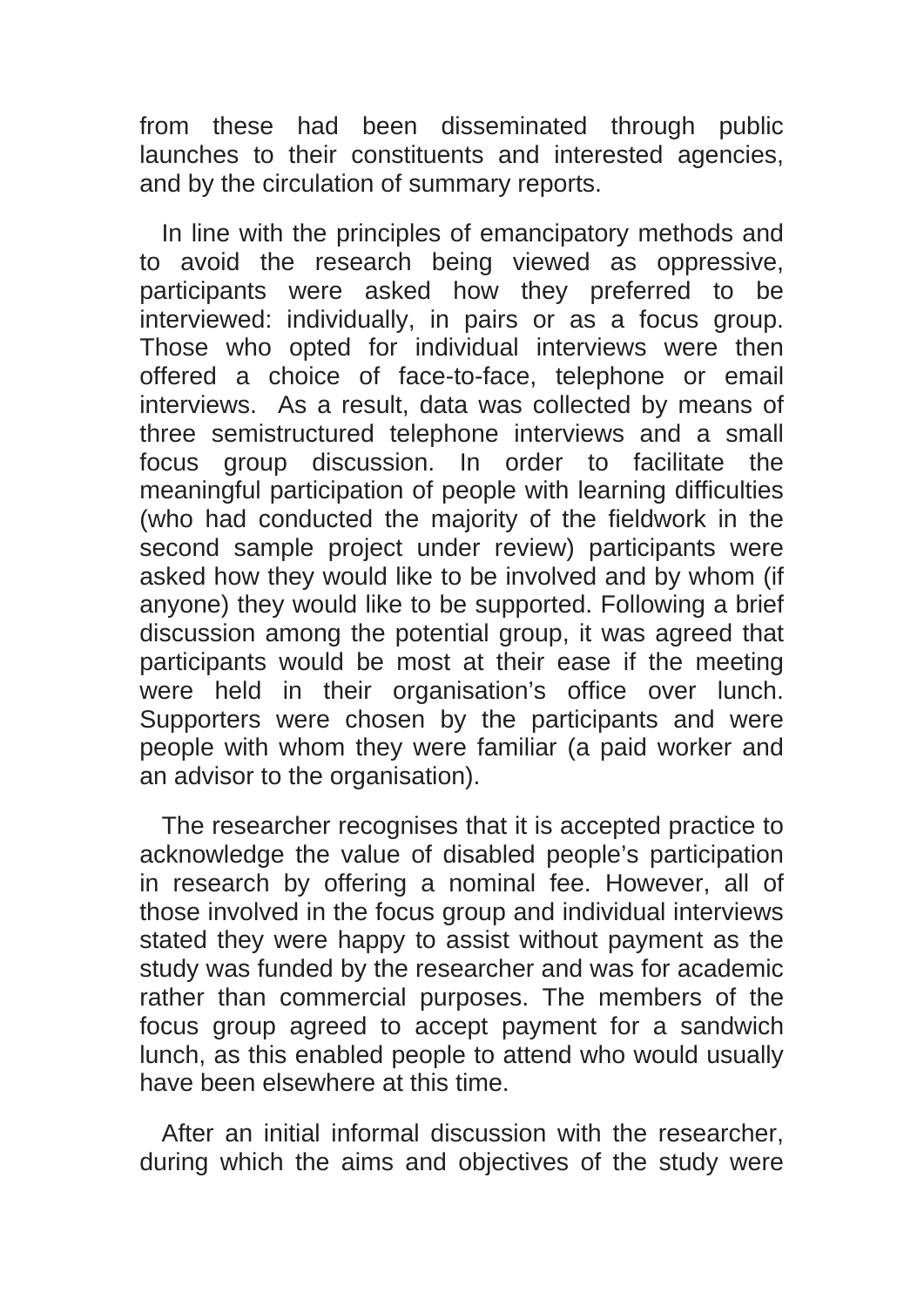from these had been disseminated through public launches to their constituents and interested agencies, and by the circulation of summary reports.

In line with the principles of emancipatory methods and to avoid the research being viewed as oppressive, participants were asked how they preferred to be interviewed: individually, in pairs or as a focus group. Those who opted for individual interviews were then offered a choice of face-to-face, telephone or email interviews. As a result, data was collected by means of three semistructured telephone interviews and a small focus group discussion. In order to facilitate the meaningful participation of people with learning difficulties (who had conducted the majority of the fieldwork in the second sample project under review) participants were asked how they would like to be involved and by whom (if anyone) they would like to be supported. Following a brief discussion among the potential group, it was agreed that participants would be most at their ease if the meeting were held in their organisation's office over lunch. Supporters were chosen by the participants and were people with whom they were familiar (a paid worker and an advisor to the organisation).

The researcher recognises that it is accepted practice to acknowledge the value of disabled people's participation in research by offering a nominal fee. However, all of those involved in the focus group and individual interviews stated they were happy to assist without payment as the study was funded by the researcher and was for academic rather than commercial purposes. The members of the focus group agreed to accept payment for a sandwich lunch, as this enabled people to attend who would usually have been elsewhere at this time.

After an initial informal discussion with the researcher, during which the aims and objectives of the study were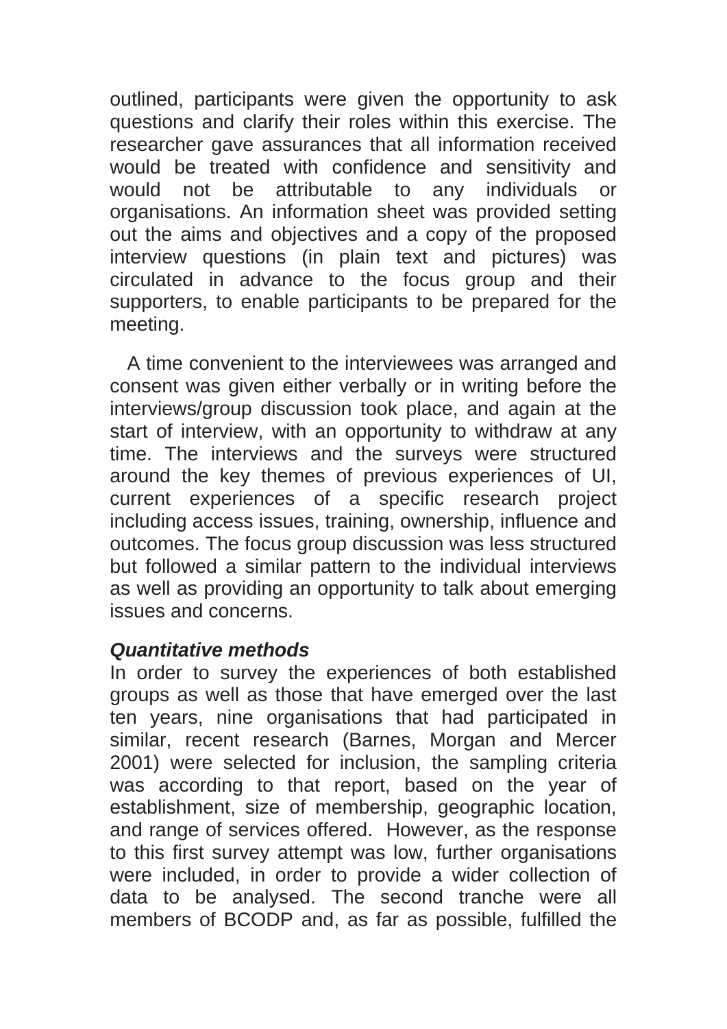outlined, participants were given the opportunity to ask questions and clarify their roles within this exercise. The researcher gave assurances that all information received would be treated with confidence and sensitivity and would not be attributable to any individuals or organisations. An information sheet was provided setting out the aims and objectives and a copy of the proposed interview questions (in plain text and pictures) was circulated in advance to the focus group and their supporters, to enable participants to be prepared for the meeting.

A time convenient to the interviewees was arranged and consent was given either verbally or in writing before the interviews/group discussion took place, and again at the start of interview, with an opportunity to withdraw at any time. The interviews and the surveys were structured around the key themes of previous experiences of UI, current experiences of a specific research project including access issues, training, ownership, influence and outcomes. The focus group discussion was less structured but followed a similar pattern to the individual interviews as well as providing an opportunity to talk about emerging issues and concerns.

***Quantitative methods***

In order to survey the experiences of both established groups as well as those that have emerged over the last ten years, nine organisations that had participated in similar, recent research (Barnes, Morgan and Mercer 2001) were selected for inclusion, the sampling criteria was according to that report, based on the year of establishment, size of membership, geographic location, and range of services offered. However, as the response to this first survey attempt was low, further organisations were included, in order to provide a wider collection of data to be analysed. The second tranche were all members of BCODP and, as far as possible, fulfilled the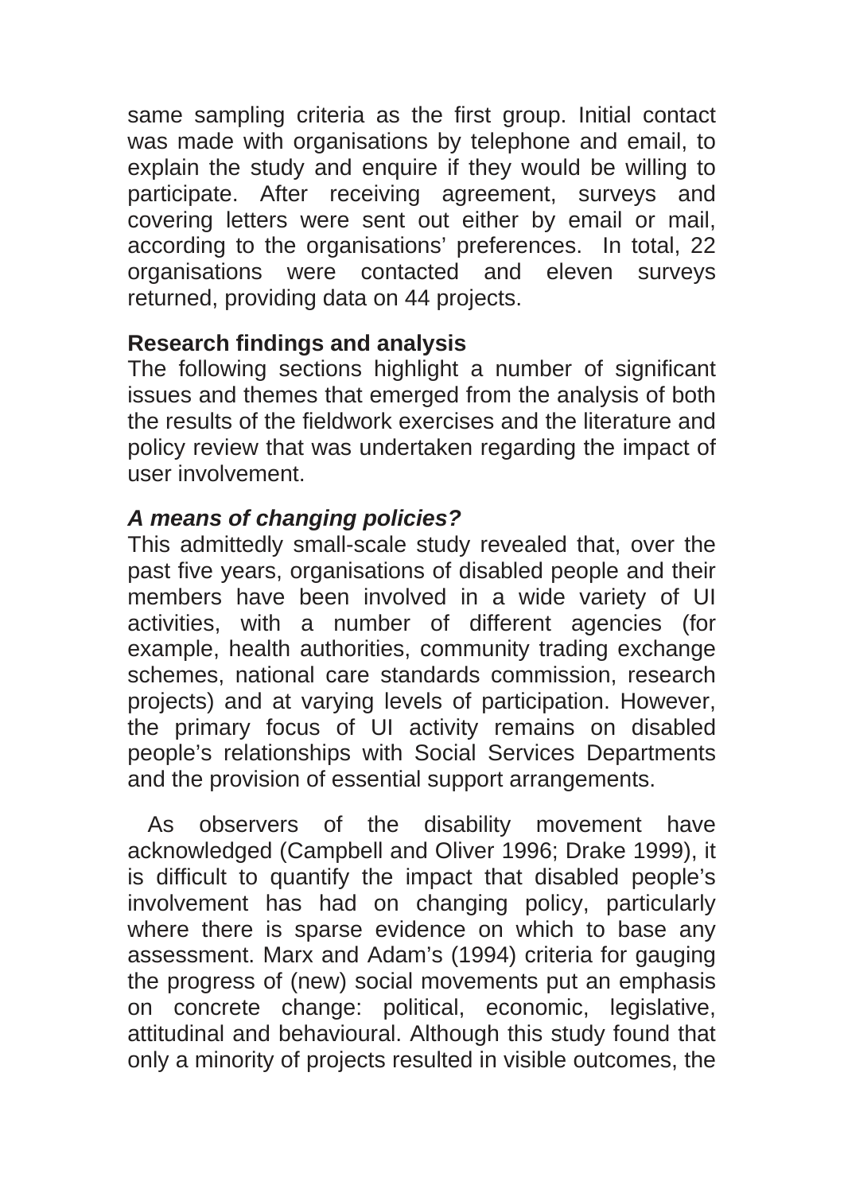same sampling criteria as the first group. Initial contact was made with organisations by telephone and email, to explain the study and enquire if they would be willing to participate. After receiving agreement, surveys and covering letters were sent out either by email or mail, according to the organisations' preferences. In total, 22 organisations were contacted and eleven surveys returned, providing data on 44 projects.

## Research findings and analysis

The following sections highlight a number of significant issues and themes that emerged from the analysis of both the results of the fieldwork exercises and the literature and policy review that was undertaken regarding the impact of user involvement.

### *A means of changing policies?*

This admittedly small-scale study revealed that, over the past five years, organisations of disabled people and their members have been involved in a wide variety of UI activities, with a number of different agencies (for example, health authorities, community trading exchange schemes, national care standards commission, research projects) and at varying levels of participation. However, the primary focus of UI activity remains on disabled people's relationships with Social Services Departments and the provision of essential support arrangements.

As observers of the disability movement have acknowledged (Campbell and Oliver 1996; Drake 1999), it is difficult to quantify the impact that disabled people's involvement has had on changing policy, particularly where there is sparse evidence on which to base any assessment. Marx and Adam's (1994) criteria for gauging the progress of (new) social movements put an emphasis on concrete change: political, economic, legislative, attitudinal and behavioural. Although this study found that only a minority of projects resulted in visible outcomes, the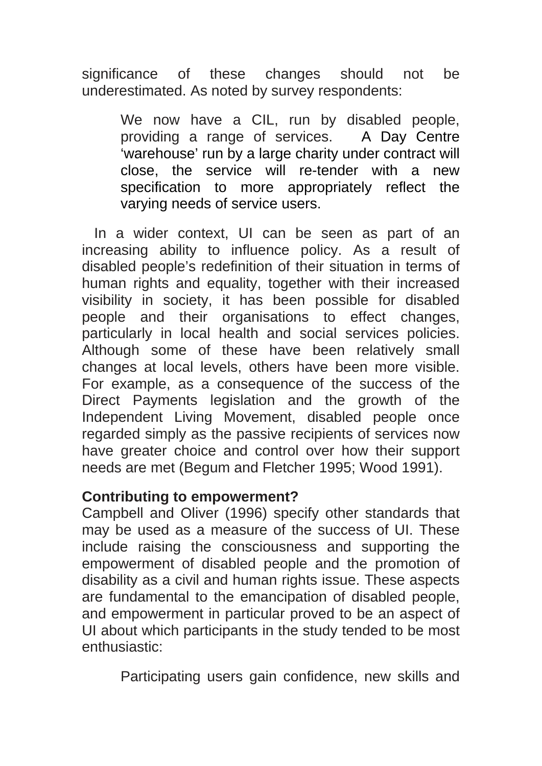significance of these changes should not be underestimated. As noted by survey respondents:

> We now have a CIL, run by disabled people, providing a range of services. A Day Centre 'warehouse' run by a large charity under contract will close, the service will re-tender with a new specification to more appropriately reflect the varying needs of service users.

In a wider context, UI can be seen as part of an increasing ability to influence policy. As a result of disabled people's redefinition of their situation in terms of human rights and equality, together with their increased visibility in society, it has been possible for disabled people and their organisations to effect changes, particularly in local health and social services policies. Although some of these have been relatively small changes at local levels, others have been more visible. For example, as a consequence of the success of the Direct Payments legislation and the growth of the Independent Living Movement, disabled people once regarded simply as the passive recipients of services now have greater choice and control over how their support needs are met (Begum and Fletcher 1995; Wood 1991).

### Contributing to empowerment?

Campbell and Oliver (1996) specify other standards that may be used as a measure of the success of UI. These include raising the consciousness and supporting the empowerment of disabled people and the promotion of disability as a civil and human rights issue. These aspects are fundamental to the emancipation of disabled people, and empowerment in particular proved to be an aspect of UI about which participants in the study tended to be most enthusiastic:

> Participating users gain confidence, new skills and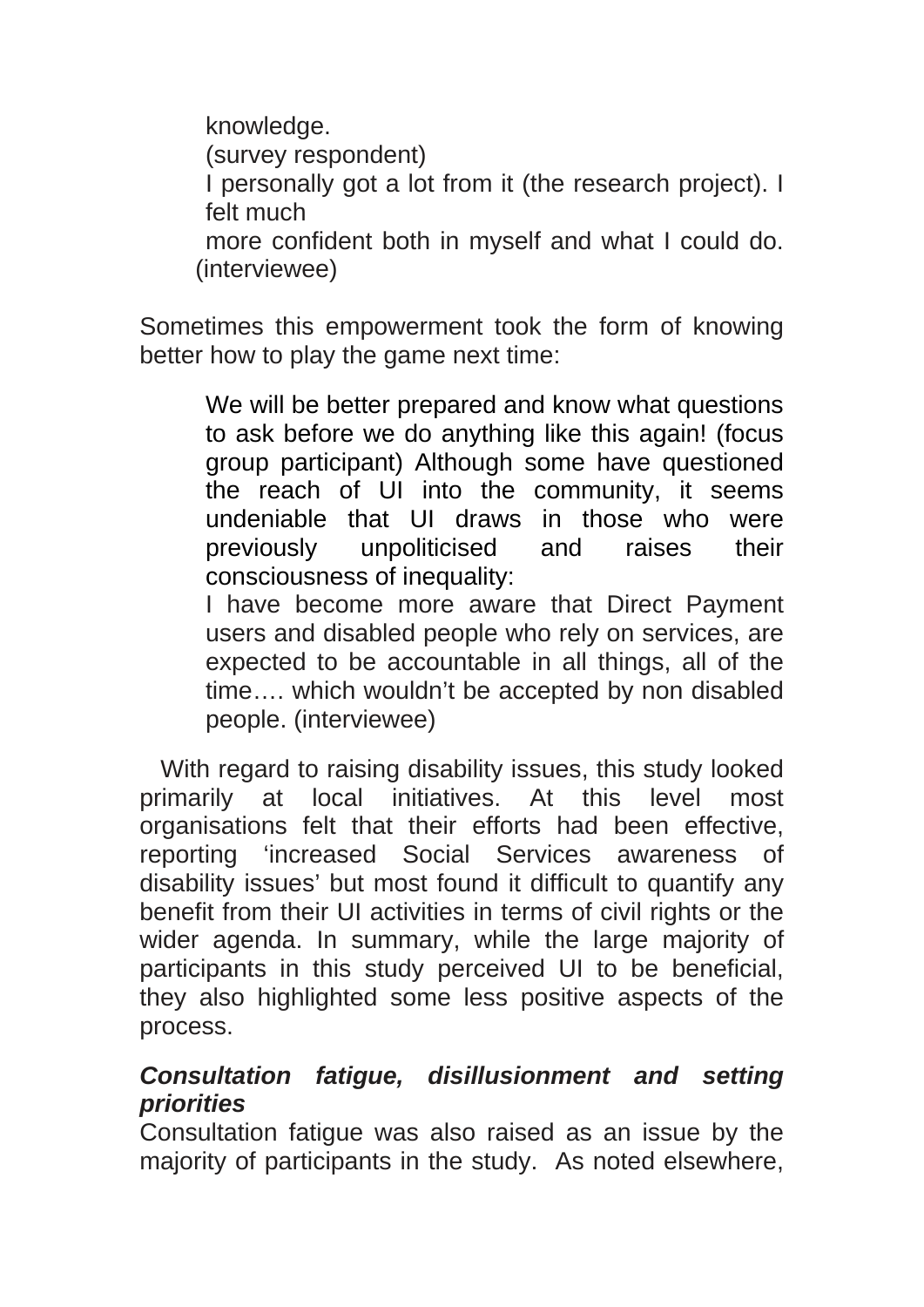knowledge.
(survey respondent)

I personally got a lot from it (the research project). I felt much more confident both in myself and what I could do. (interviewee)

Sometimes this empowerment took the form of knowing better how to play the game next time:

> We will be better prepared and know what questions to ask before we do anything like this again! (focus group participant) Although some have questioned the reach of UI into the community, it seems undeniable that UI draws in those who were previously unpoliticised and raises their consciousness of inequality:
>
> I have become more aware that Direct Payment users and disabled people who rely on services, are expected to be accountable in all things, all of the time…. which wouldn't be accepted by non disabled people. (interviewee)

With regard to raising disability issues, this study looked primarily at local initiatives. At this level most organisations felt that their efforts had been effective, reporting 'increased Social Services awareness of disability issues' but most found it difficult to quantify any benefit from their UI activities in terms of civil rights or the wider agenda. In summary, while the large majority of participants in this study perceived UI to be beneficial, they also highlighted some less positive aspects of the process.

***Consultation fatigue, disillusionment and setting priorities***

Consultation fatigue was also raised as an issue by the majority of participants in the study. As noted elsewhere,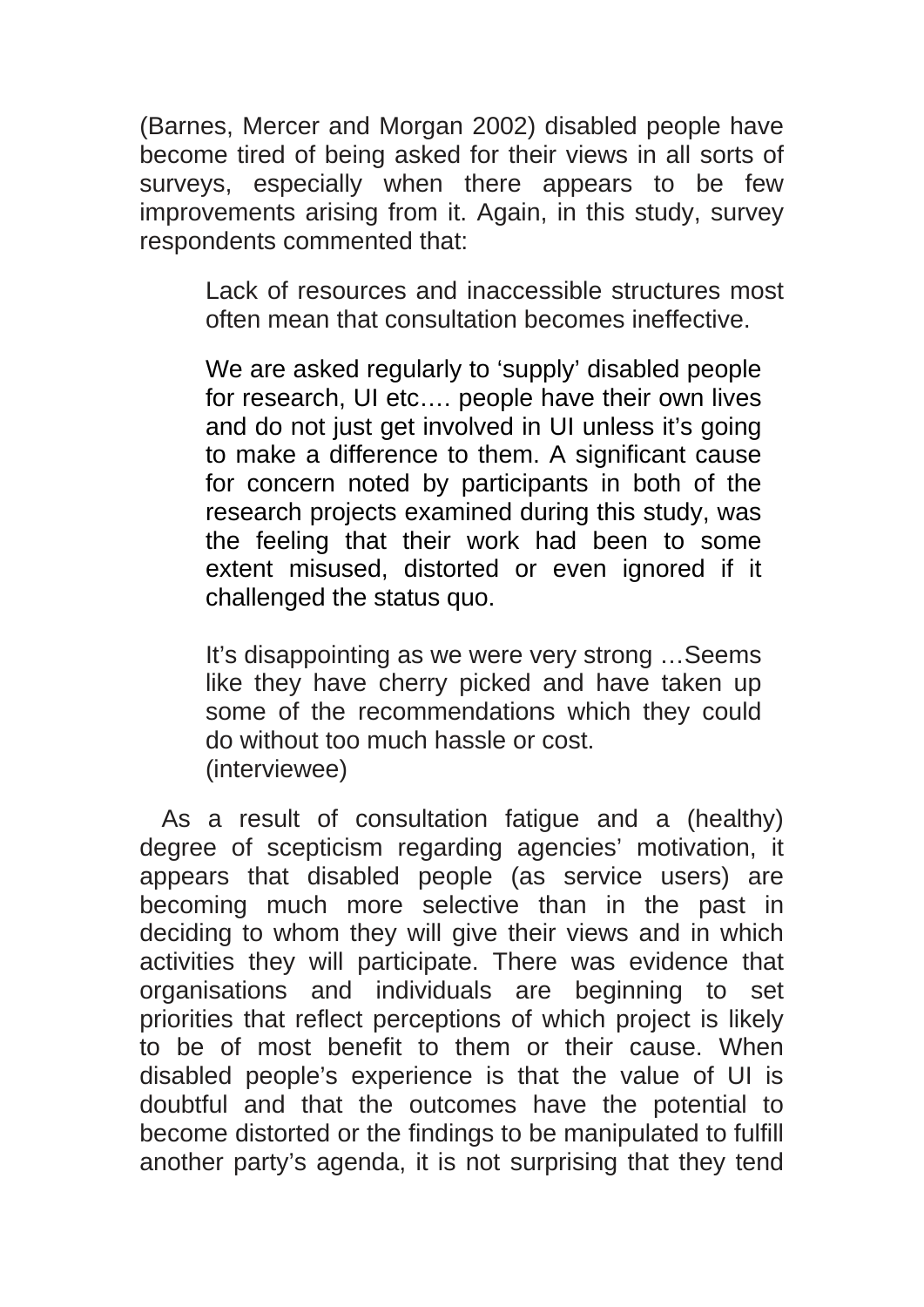(Barnes, Mercer and Morgan 2002) disabled people have become tired of being asked for their views in all sorts of surveys, especially when there appears to be few improvements arising from it. Again, in this study, survey respondents commented that:

> Lack of resources and inaccessible structures most often mean that consultation becomes ineffective.
>
> We are asked regularly to 'supply' disabled people for research, UI etc…. people have their own lives and do not just get involved in UI unless it's going to make a difference to them. A significant cause for concern noted by participants in both of the research projects examined during this study, was the feeling that their work had been to some extent misused, distorted or even ignored if it challenged the status quo.
>
> It's disappointing as we were very strong …Seems like they have cherry picked and have taken up some of the recommendations which they could do without too much hassle or cost.
> (interviewee)

As a result of consultation fatigue and a (healthy) degree of scepticism regarding agencies' motivation, it appears that disabled people (as service users) are becoming much more selective than in the past in deciding to whom they will give their views and in which activities they will participate. There was evidence that organisations and individuals are beginning to set priorities that reflect perceptions of which project is likely to be of most benefit to them or their cause. When disabled people's experience is that the value of UI is doubtful and that the outcomes have the potential to become distorted or the findings to be manipulated to fulfill another party's agenda, it is not surprising that they tend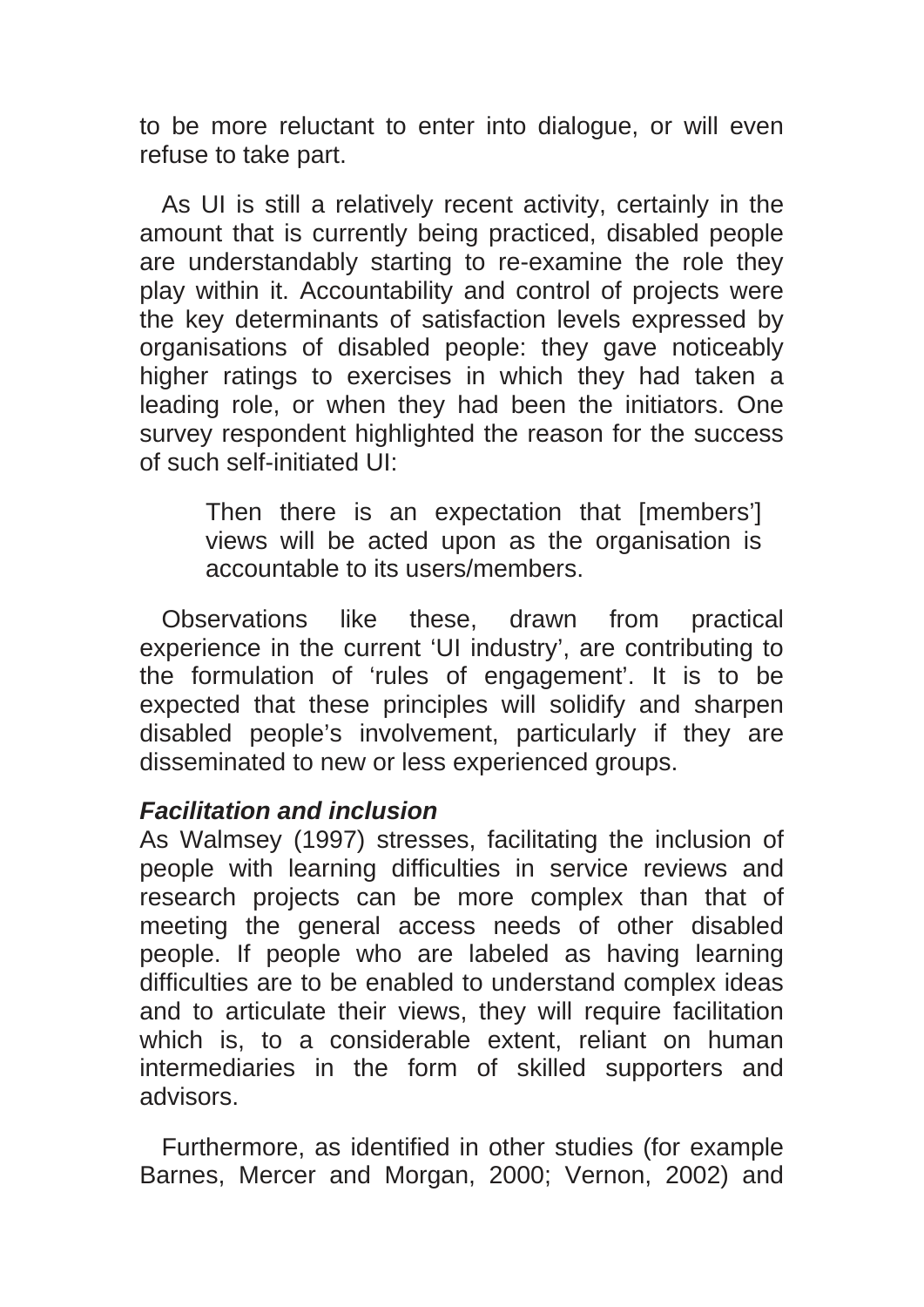to be more reluctant to enter into dialogue, or will even refuse to take part.

As UI is still a relatively recent activity, certainly in the amount that is currently being practiced, disabled people are understandably starting to re-examine the role they play within it. Accountability and control of projects were the key determinants of satisfaction levels expressed by organisations of disabled people: they gave noticeably higher ratings to exercises in which they had taken a leading role, or when they had been the initiators. One survey respondent highlighted the reason for the success of such self-initiated UI:

> Then there is an expectation that [members'] views will be acted upon as the organisation is accountable to its users/members.

Observations like these, drawn from practical experience in the current 'UI industry', are contributing to the formulation of 'rules of engagement'. It is to be expected that these principles will solidify and sharpen disabled people's involvement, particularly if they are disseminated to new or less experienced groups.

***Facilitation and inclusion***

As Walmsey (1997) stresses, facilitating the inclusion of people with learning difficulties in service reviews and research projects can be more complex than that of meeting the general access needs of other disabled people. If people who are labeled as having learning difficulties are to be enabled to understand complex ideas and to articulate their views, they will require facilitation which is, to a considerable extent, reliant on human intermediaries in the form of skilled supporters and advisors.

Furthermore, as identified in other studies (for example Barnes, Mercer and Morgan, 2000; Vernon, 2002) and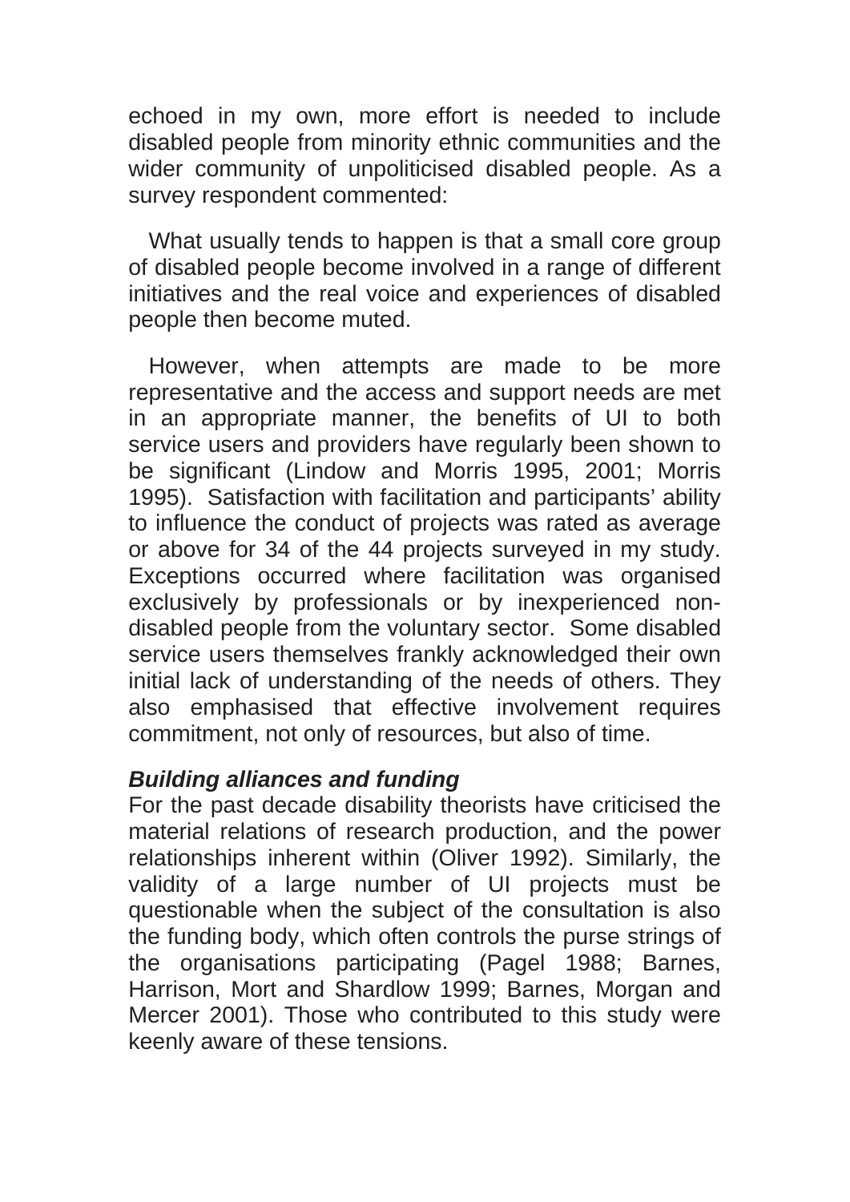echoed in my own, more effort is needed to include disabled people from minority ethnic communities and the wider community of unpoliticised disabled people. As a survey respondent commented:

What usually tends to happen is that a small core group of disabled people become involved in a range of different initiatives and the real voice and experiences of disabled people then become muted.

However, when attempts are made to be more representative and the access and support needs are met in an appropriate manner, the benefits of UI to both service users and providers have regularly been shown to be significant (Lindow and Morris 1995, 2001; Morris 1995). Satisfaction with facilitation and participants' ability to influence the conduct of projects was rated as average or above for 34 of the 44 projects surveyed in my study. Exceptions occurred where facilitation was organised exclusively by professionals or by inexperienced non-disabled people from the voluntary sector. Some disabled service users themselves frankly acknowledged their own initial lack of understanding of the needs of others. They also emphasised that effective involvement requires commitment, not only of resources, but also of time.

### ***Building alliances and funding***

For the past decade disability theorists have criticised the material relations of research production, and the power relationships inherent within (Oliver 1992). Similarly, the validity of a large number of UI projects must be questionable when the subject of the consultation is also the funding body, which often controls the purse strings of the organisations participating (Pagel 1988; Barnes, Harrison, Mort and Shardlow 1999; Barnes, Morgan and Mercer 2001). Those who contributed to this study were keenly aware of these tensions.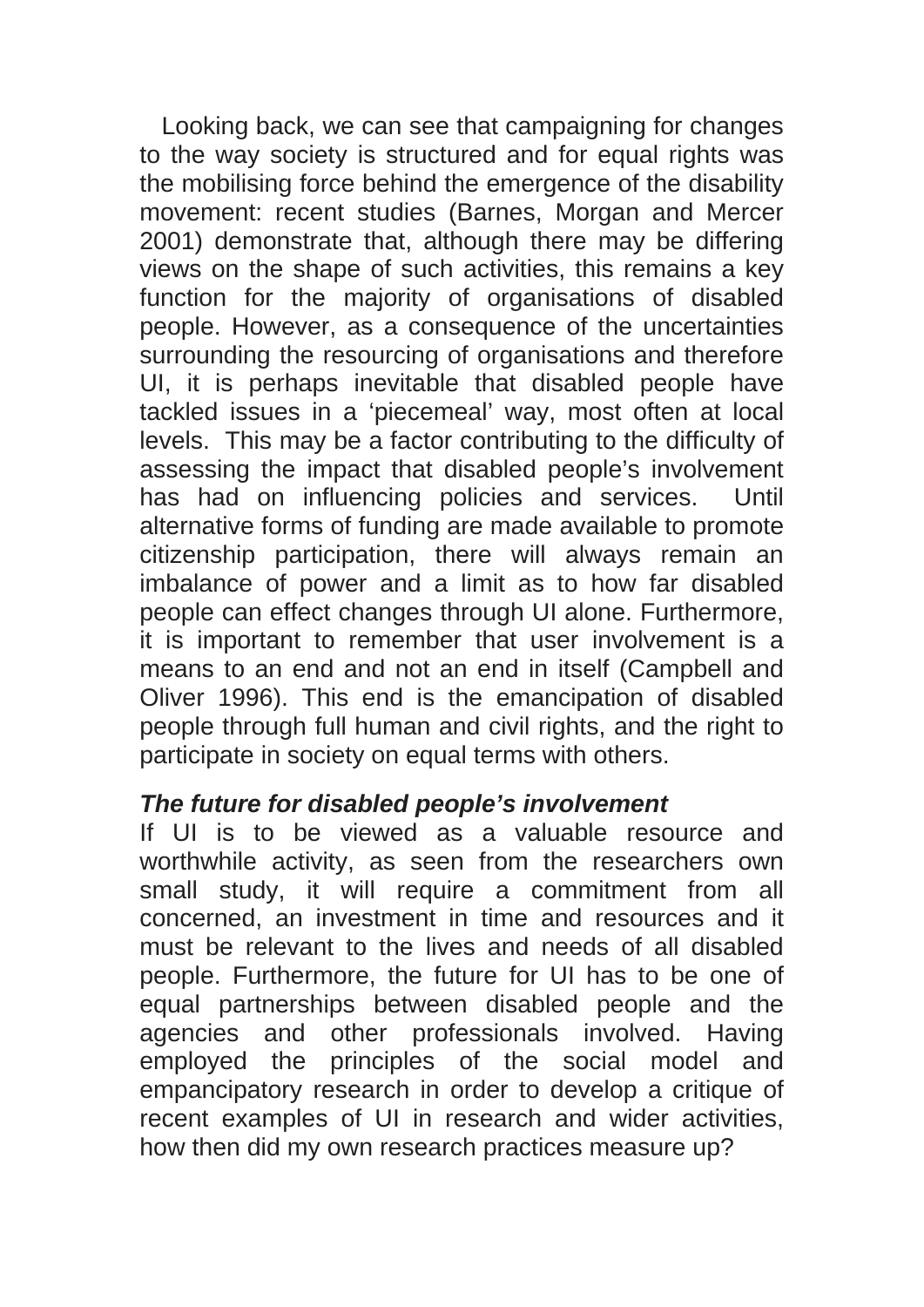Looking back, we can see that campaigning for changes to the way society is structured and for equal rights was the mobilising force behind the emergence of the disability movement: recent studies (Barnes, Morgan and Mercer 2001) demonstrate that, although there may be differing views on the shape of such activities, this remains a key function for the majority of organisations of disabled people. However, as a consequence of the uncertainties surrounding the resourcing of organisations and therefore UI, it is perhaps inevitable that disabled people have tackled issues in a 'piecemeal' way, most often at local levels. This may be a factor contributing to the difficulty of assessing the impact that disabled people's involvement has had on influencing policies and services. Until alternative forms of funding are made available to promote citizenship participation, there will always remain an imbalance of power and a limit as to how far disabled people can effect changes through UI alone. Furthermore, it is important to remember that user involvement is a means to an end and not an end in itself (Campbell and Oliver 1996). This end is the emancipation of disabled people through full human and civil rights, and the right to participate in society on equal terms with others.

***The future for disabled people's involvement***

If UI is to be viewed as a valuable resource and worthwhile activity, as seen from the researchers own small study, it will require a commitment from all concerned, an investment in time and resources and it must be relevant to the lives and needs of all disabled people. Furthermore, the future for UI has to be one of equal partnerships between disabled people and the agencies and other professionals involved. Having employed the principles of the social model and empancipatory research in order to develop a critique of recent examples of UI in research and wider activities, how then did my own research practices measure up?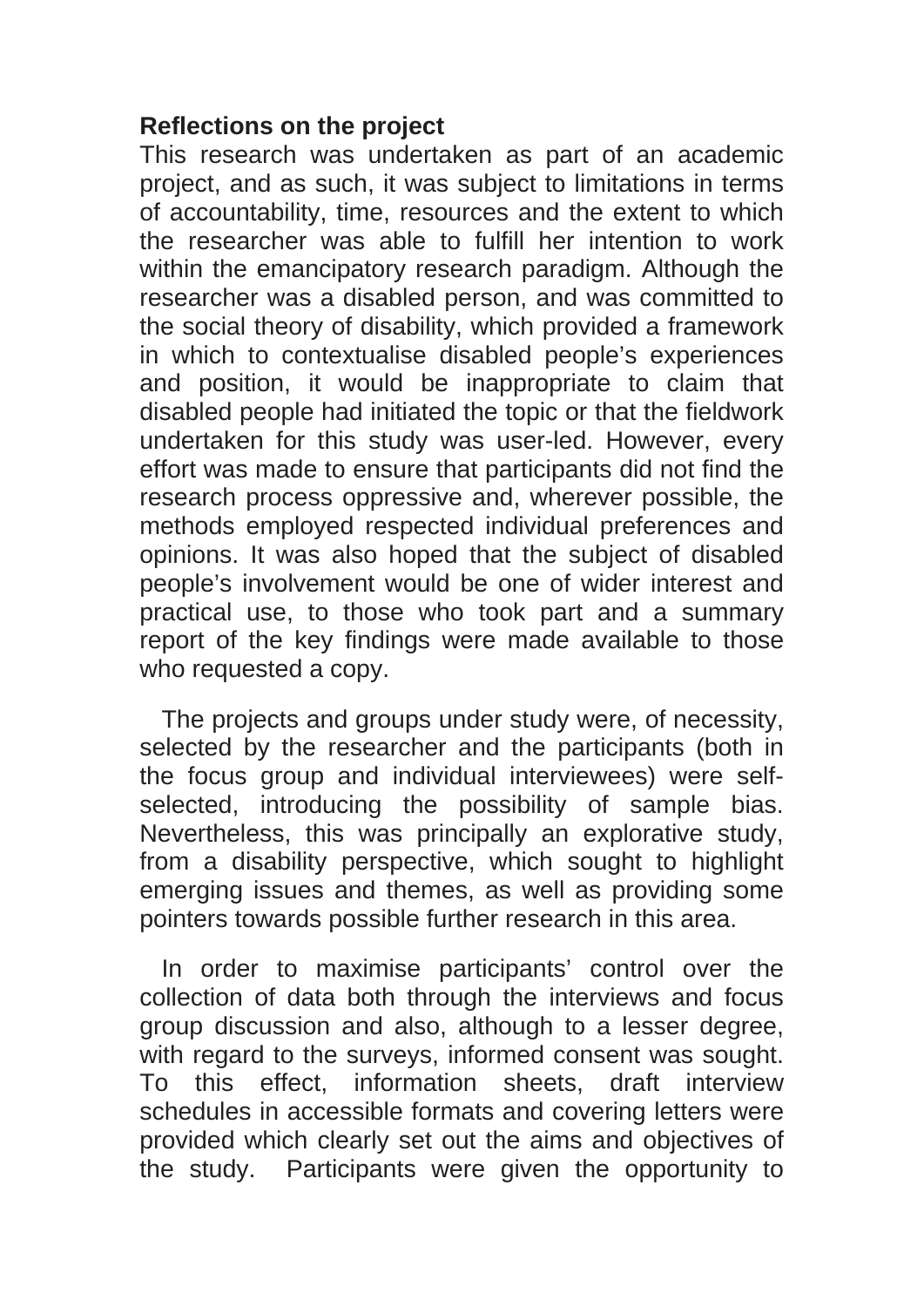**Reflections on the project**

This research was undertaken as part of an academic project, and as such, it was subject to limitations in terms of accountability, time, resources and the extent to which the researcher was able to fulfill her intention to work within the emancipatory research paradigm. Although the researcher was a disabled person, and was committed to the social theory of disability, which provided a framework in which to contextualise disabled people's experiences and position, it would be inappropriate to claim that disabled people had initiated the topic or that the fieldwork undertaken for this study was user-led. However, every effort was made to ensure that participants did not find the research process oppressive and, wherever possible, the methods employed respected individual preferences and opinions. It was also hoped that the subject of disabled people's involvement would be one of wider interest and practical use, to those who took part and a summary report of the key findings were made available to those who requested a copy.

The projects and groups under study were, of necessity, selected by the researcher and the participants (both in the focus group and individual interviewees) were self-selected, introducing the possibility of sample bias. Nevertheless, this was principally an explorative study, from a disability perspective, which sought to highlight emerging issues and themes, as well as providing some pointers towards possible further research in this area.

In order to maximise participants' control over the collection of data both through the interviews and focus group discussion and also, although to a lesser degree, with regard to the surveys, informed consent was sought. To this effect, information sheets, draft interview schedules in accessible formats and covering letters were provided which clearly set out the aims and objectives of the study. Participants were given the opportunity to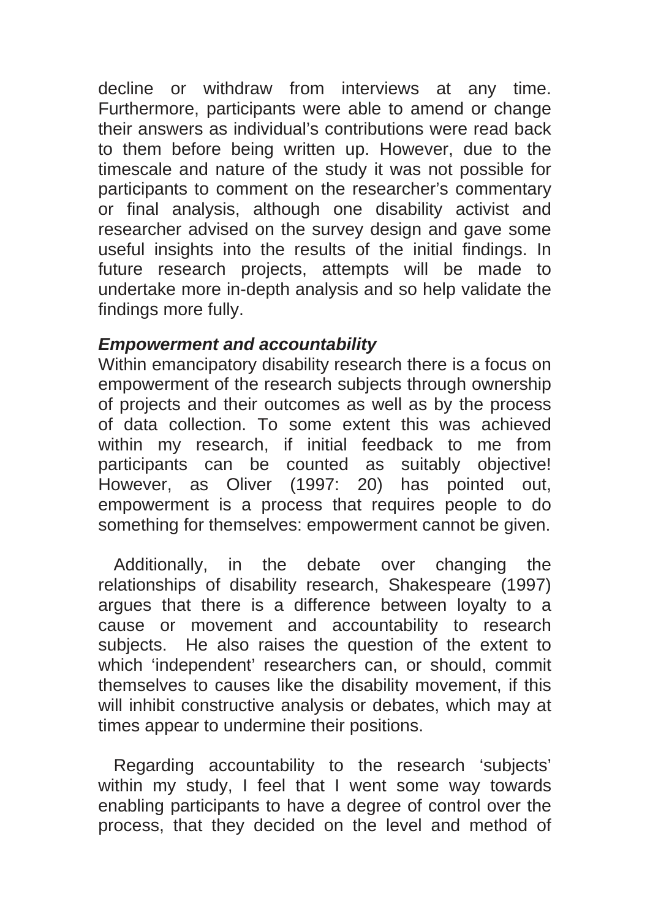decline or withdraw from interviews at any time. Furthermore, participants were able to amend or change their answers as individual's contributions were read back to them before being written up. However, due to the timescale and nature of the study it was not possible for participants to comment on the researcher's commentary or final analysis, although one disability activist and researcher advised on the survey design and gave some useful insights into the results of the initial findings. In future research projects, attempts will be made to undertake more in-depth analysis and so help validate the findings more fully.

### *Empowerment and accountability*

Within emancipatory disability research there is a focus on empowerment of the research subjects through ownership of projects and their outcomes as well as by the process of data collection. To some extent this was achieved within my research, if initial feedback to me from participants can be counted as suitably objective! However, as Oliver (1997: 20) has pointed out, empowerment is a process that requires people to do something for themselves: empowerment cannot be given.

Additionally, in the debate over changing the relationships of disability research, Shakespeare (1997) argues that there is a difference between loyalty to a cause or movement and accountability to research subjects. He also raises the question of the extent to which 'independent' researchers can, or should, commit themselves to causes like the disability movement, if this will inhibit constructive analysis or debates, which may at times appear to undermine their positions.

Regarding accountability to the research 'subjects' within my study, I feel that I went some way towards enabling participants to have a degree of control over the process, that they decided on the level and method of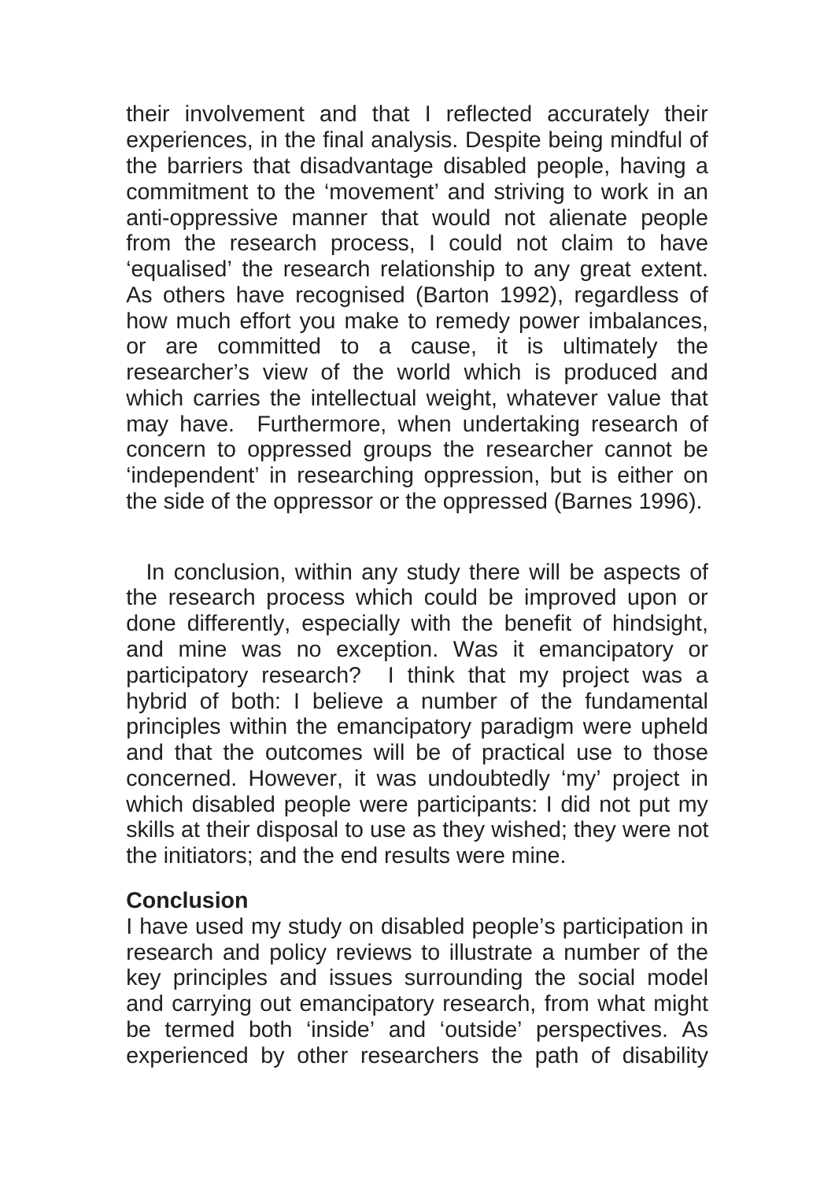their involvement and that I reflected accurately their experiences, in the final analysis. Despite being mindful of the barriers that disadvantage disabled people, having a commitment to the 'movement' and striving to work in an anti-oppressive manner that would not alienate people from the research process, I could not claim to have 'equalised' the research relationship to any great extent. As others have recognised (Barton 1992), regardless of how much effort you make to remedy power imbalances, or are committed to a cause, it is ultimately the researcher's view of the world which is produced and which carries the intellectual weight, whatever value that may have. Furthermore, when undertaking research of concern to oppressed groups the researcher cannot be 'independent' in researching oppression, but is either on the side of the oppressor or the oppressed (Barnes 1996).

In conclusion, within any study there will be aspects of the research process which could be improved upon or done differently, especially with the benefit of hindsight, and mine was no exception. Was it emancipatory or participatory research? I think that my project was a hybrid of both: I believe a number of the fundamental principles within the emancipatory paradigm were upheld and that the outcomes will be of practical use to those concerned. However, it was undoubtedly 'my' project in which disabled people were participants: I did not put my skills at their disposal to use as they wished; they were not the initiators; and the end results were mine.

**Conclusion**

I have used my study on disabled people's participation in research and policy reviews to illustrate a number of the key principles and issues surrounding the social model and carrying out emancipatory research, from what might be termed both 'inside' and 'outside' perspectives. As experienced by other researchers the path of disability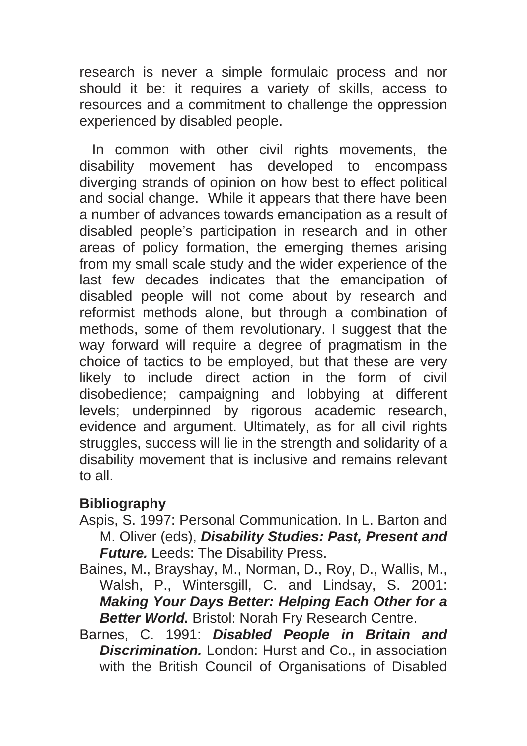research is never a simple formulaic process and nor should it be: it requires a variety of skills, access to resources and a commitment to challenge the oppression experienced by disabled people.

In common with other civil rights movements, the disability movement has developed to encompass diverging strands of opinion on how best to effect political and social change. While it appears that there have been a number of advances towards emancipation as a result of disabled people's participation in research and in other areas of policy formation, the emerging themes arising from my small scale study and the wider experience of the last few decades indicates that the emancipation of disabled people will not come about by research and reformist methods alone, but through a combination of methods, some of them revolutionary. I suggest that the way forward will require a degree of pragmatism in the choice of tactics to be employed, but that these are very likely to include direct action in the form of civil disobedience; campaigning and lobbying at different levels; underpinned by rigorous academic research, evidence and argument. Ultimately, as for all civil rights struggles, success will lie in the strength and solidarity of a disability movement that is inclusive and remains relevant to all.

## Bibliography

Aspis, S. 1997: Personal Communication. In L. Barton and M. Oliver (eds), ***Disability Studies: Past, Present and Future.*** Leeds: The Disability Press.

Baines, M., Brayshay, M., Norman, D., Roy, D., Wallis, M., Walsh, P., Wintersgill, C. and Lindsay, S. 2001: ***Making Your Days Better: Helping Each Other for a Better World.*** Bristol: Norah Fry Research Centre.

Barnes, C. 1991: ***Disabled People in Britain and Discrimination.*** London: Hurst and Co., in association with the British Council of Organisations of Disabled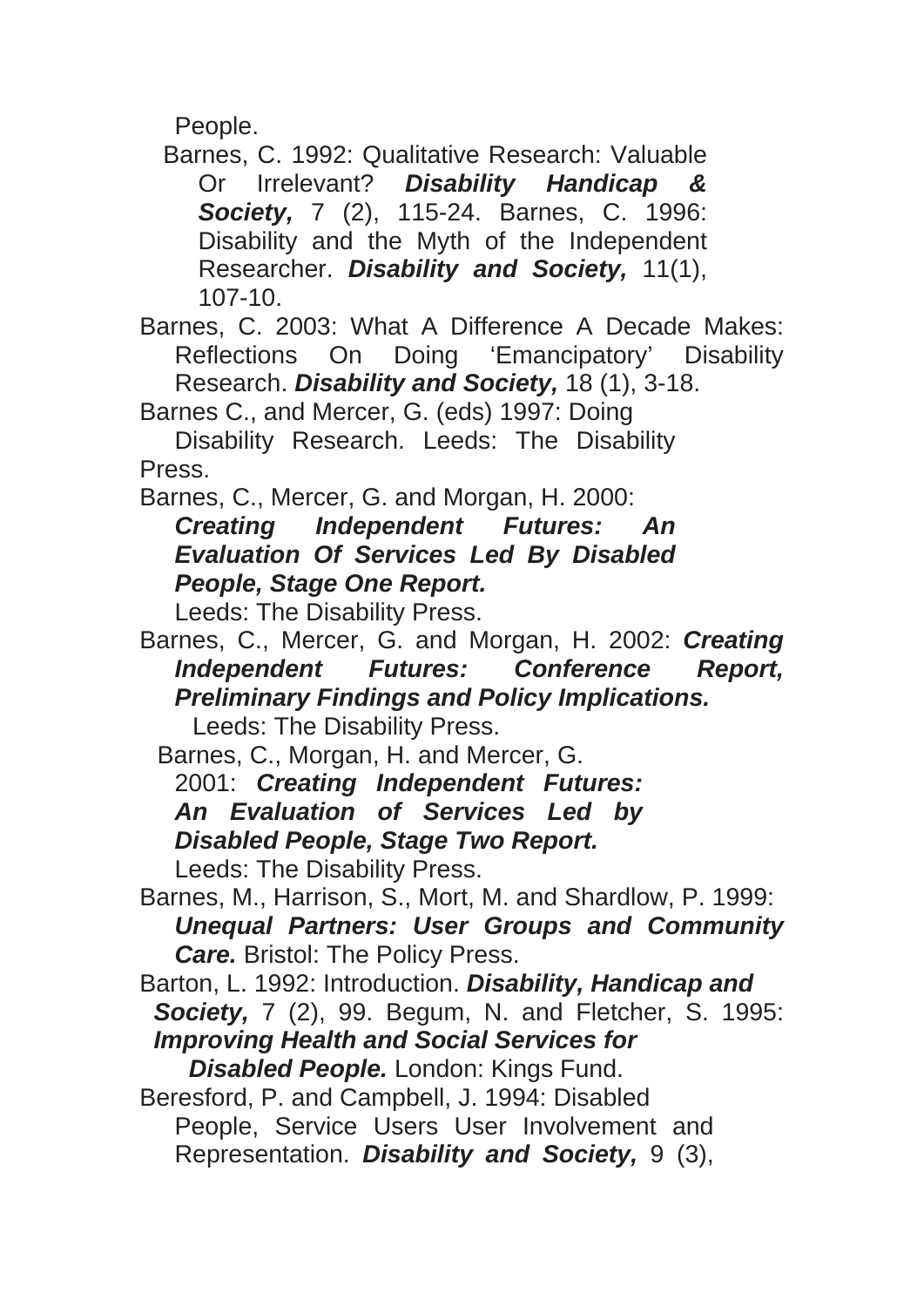People.

Barnes, C. 1992: Qualitative Research: Valuable Or Irrelevant? ***Disability Handicap & Society,*** 7 (2), 115-24. Barnes, C. 1996: Disability and the Myth of the Independent Researcher. ***Disability and Society,*** 11(1), 107-10.

Barnes, C. 2003: What A Difference A Decade Makes: Reflections On Doing 'Emancipatory' Disability Research. ***Disability and Society,*** 18 (1), 3-18.

Barnes C., and Mercer, G. (eds) 1997: Doing Disability Research. Leeds: The Disability Press.

Barnes, C., Mercer, G. and Morgan, H. 2000: ***Creating Independent Futures: An Evaluation Of Services Led By Disabled People, Stage One Report.*** Leeds: The Disability Press.

Barnes, C., Mercer, G. and Morgan, H. 2002: ***Creating Independent Futures: Conference Report, Preliminary Findings and Policy Implications.*** Leeds: The Disability Press.

Barnes, C., Morgan, H. and Mercer, G. 2001: ***Creating Independent Futures: An Evaluation of Services Led by Disabled People, Stage Two Report.*** Leeds: The Disability Press.

Barnes, M., Harrison, S., Mort, M. and Shardlow, P. 1999: ***Unequal Partners: User Groups and Community Care.*** Bristol: The Policy Press.

Barton, L. 1992: Introduction. ***Disability, Handicap and Society,*** 7 (2), 99. Begum, N. and Fletcher, S. 1995: ***Improving Health and Social Services for Disabled People.*** London: Kings Fund.

Beresford, P. and Campbell, J. 1994: Disabled People, Service Users User Involvement and Representation. ***Disability and Society,*** 9 (3),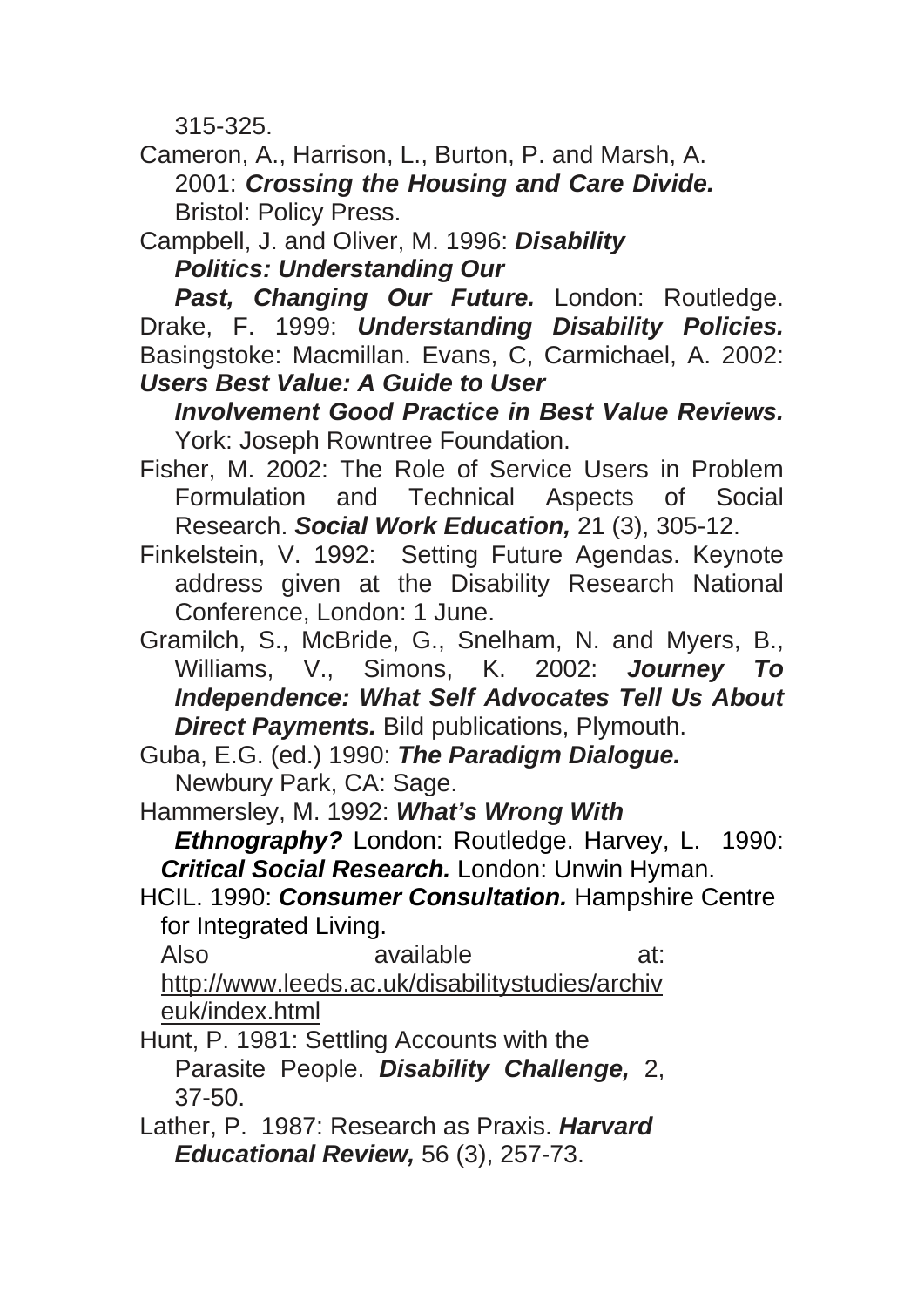315-325.

Cameron, A., Harrison, L., Burton, P. and Marsh, A. 2001: ***Crossing the Housing and Care Divide.*** Bristol: Policy Press.

Campbell, J. and Oliver, M. 1996: ***Disability Politics: Understanding Our Past, Changing Our Future.*** London: Routledge.

Drake, F. 1999: ***Understanding Disability Policies.*** Basingstoke: Macmillan.

Evans, C, Carmichael, A. 2002: ***Users Best Value: A Guide to User Involvement Good Practice in Best Value Reviews.*** York: Joseph Rowntree Foundation.

Fisher, M. 2002: The Role of Service Users in Problem Formulation and Technical Aspects of Social Research. ***Social Work Education,*** 21 (3), 305-12.

Finkelstein, V. 1992: Setting Future Agendas. Keynote address given at the Disability Research National Conference, London: 1 June.

Gramilch, S., McBride, G., Snelham, N. and Myers, B., Williams, V., Simons, K. 2002: ***Journey To Independence: What Self Advocates Tell Us About Direct Payments.*** Bild publications, Plymouth.

Guba, E.G. (ed.) 1990: ***The Paradigm Dialogue.*** Newbury Park, CA: Sage.

Hammersley, M. 1992: ***What's Wrong With Ethnography?*** London: Routledge.

Harvey, L. 1990: ***Critical Social Research.*** London: Unwin Hyman.

HCIL. 1990: ***Consumer Consultation.*** Hampshire Centre for Integrated Living.
Also available at: http://www.leeds.ac.uk/disabilitystudies/archiveuk/index.html

Hunt, P. 1981: Settling Accounts with the Parasite People. ***Disability Challenge,*** 2, 37-50.

Lather, P. 1987: Research as Praxis. ***Harvard Educational Review,*** 56 (3), 257-73.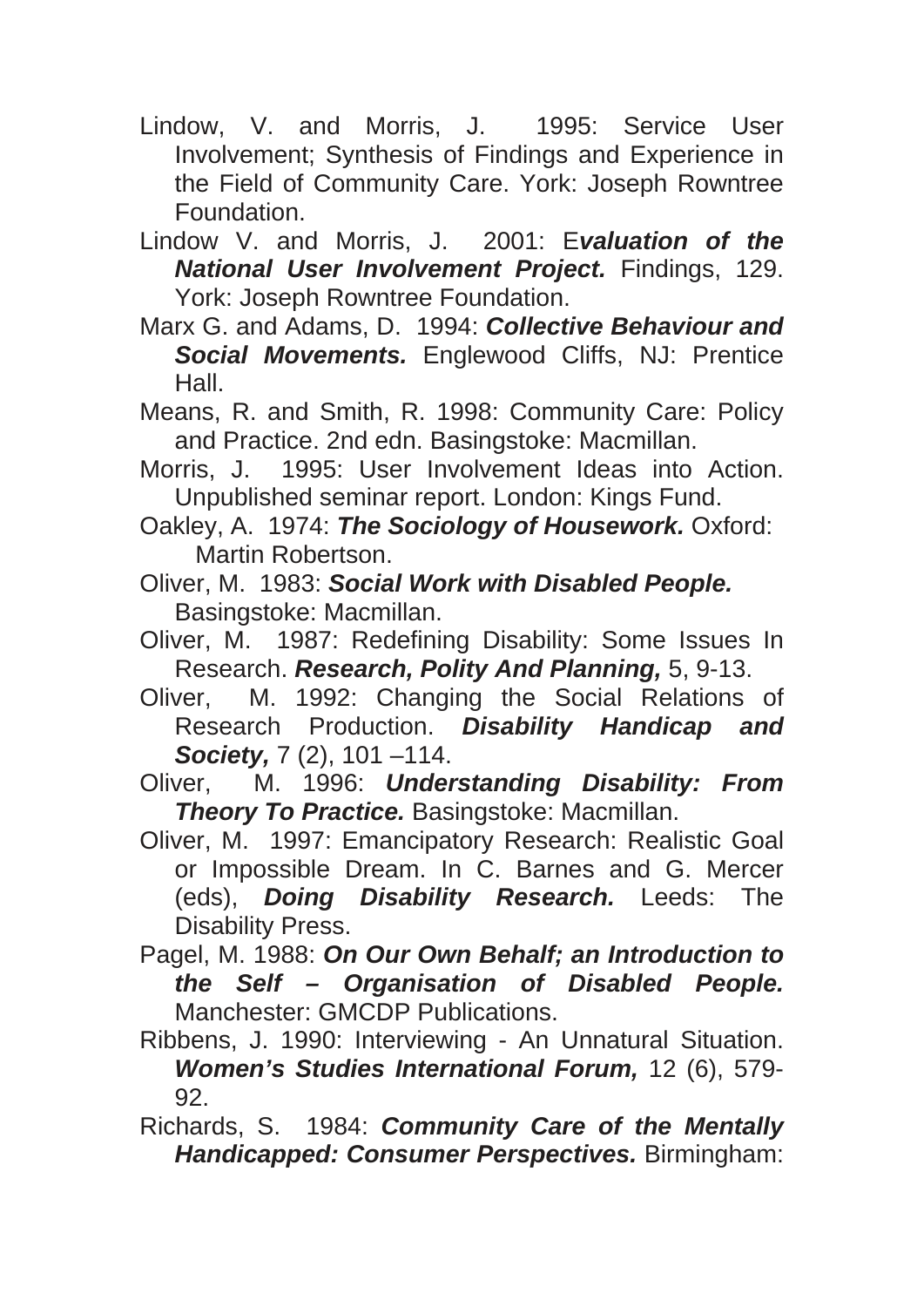Lindow, V. and Morris, J. 1995: Service User Involvement; Synthesis of Findings and Experience in the Field of Community Care. York: Joseph Rowntree Foundation.

Lindow V. and Morris, J. 2001: E***valuation of the National User Involvement Project.*** Findings, 129. York: Joseph Rowntree Foundation.

Marx G. and Adams, D. 1994: ***Collective Behaviour and Social Movements.*** Englewood Cliffs, NJ: Prentice Hall.

Means, R. and Smith, R. 1998: Community Care: Policy and Practice. 2nd edn. Basingstoke: Macmillan.

Morris, J. 1995: User Involvement Ideas into Action. Unpublished seminar report. London: Kings Fund.

Oakley, A. 1974: ***The Sociology of Housework.*** Oxford: Martin Robertson.

Oliver, M. 1983: ***Social Work with Disabled People.*** Basingstoke: Macmillan.

Oliver, M. 1987: Redefining Disability: Some Issues In Research. ***Research, Polity And Planning,*** 5, 9-13.

Oliver, M. 1992: Changing the Social Relations of Research Production. ***Disability Handicap and Society,*** 7 (2), 101 –114.

Oliver, M. 1996: ***Understanding Disability: From Theory To Practice.*** Basingstoke: Macmillan.

Oliver, M. 1997: Emancipatory Research: Realistic Goal or Impossible Dream. In C. Barnes and G. Mercer (eds), ***Doing Disability Research.*** Leeds: The Disability Press.

Pagel, M. 1988: ***On Our Own Behalf; an Introduction to the Self – Organisation of Disabled People.*** Manchester: GMCDP Publications.

Ribbens, J. 1990: Interviewing - An Unnatural Situation. ***Women's Studies International Forum,*** 12 (6), 579-92.

Richards, S. 1984: ***Community Care of the Mentally Handicapped: Consumer Perspectives.*** Birmingham: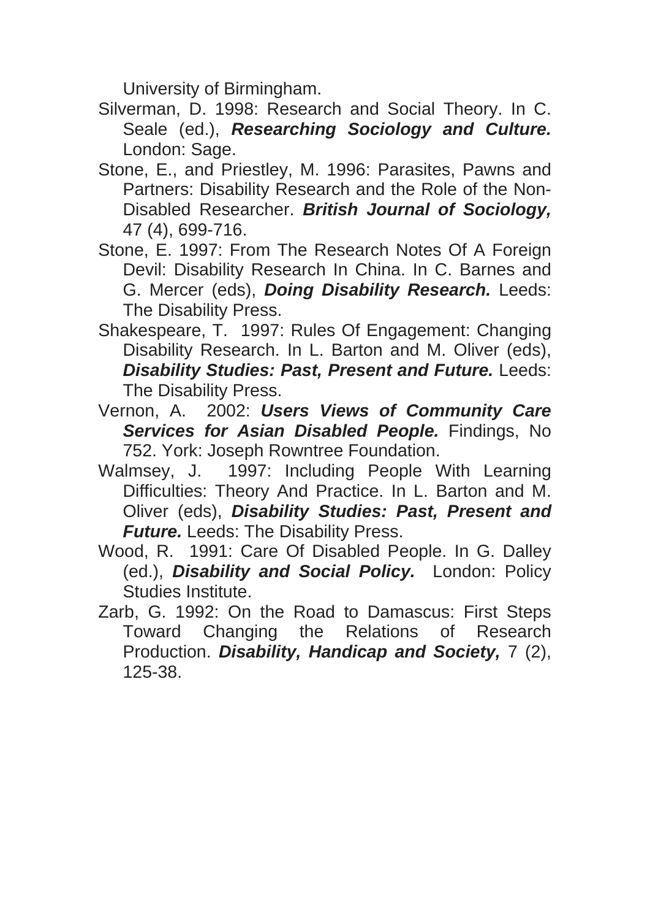University of Birmingham.

Silverman, D. 1998: Research and Social Theory. In C. Seale (ed.), ***Researching Sociology and Culture.*** London: Sage.

Stone, E., and Priestley, M. 1996: Parasites, Pawns and Partners: Disability Research and the Role of the Non-Disabled Researcher. ***British Journal of Sociology,*** 47 (4), 699-716.

Stone, E. 1997: From The Research Notes Of A Foreign Devil: Disability Research In China. In C. Barnes and G. Mercer (eds), ***Doing Disability Research.*** Leeds: The Disability Press.

Shakespeare, T. 1997: Rules Of Engagement: Changing Disability Research. In L. Barton and M. Oliver (eds), ***Disability Studies: Past, Present and Future.*** Leeds: The Disability Press.

Vernon, A. 2002: ***Users Views of Community Care Services for Asian Disabled People.*** Findings, No 752. York: Joseph Rowntree Foundation.

Walmsey, J. 1997: Including People With Learning Difficulties: Theory And Practice. In L. Barton and M. Oliver (eds), ***Disability Studies: Past, Present and Future.*** Leeds: The Disability Press.

Wood, R. 1991: Care Of Disabled People. In G. Dalley (ed.), ***Disability and Social Policy.*** London: Policy Studies Institute.

Zarb, G. 1992: On the Road to Damascus: First Steps Toward Changing the Relations of Research Production. ***Disability, Handicap and Society,*** 7 (2), 125-38.